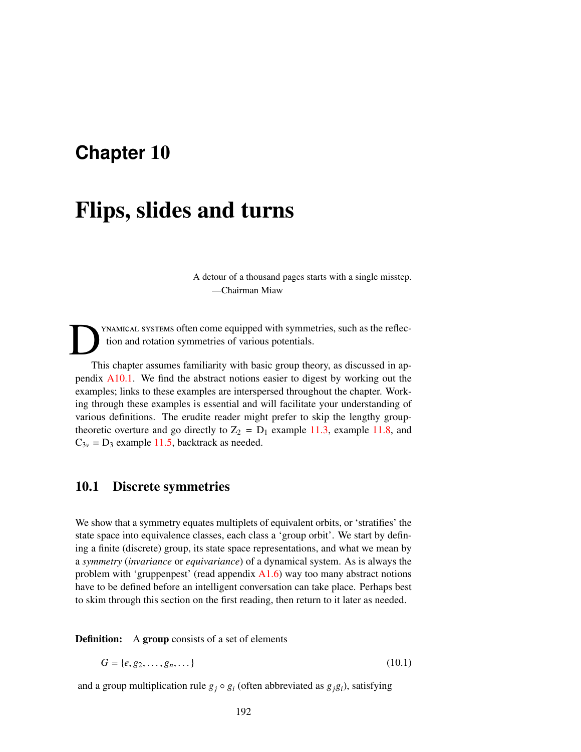# Chapter 10

# Flips, slides and turns

> A detour of a thousand pages starts with a single misstep.
> —Chairman Miaw

Dynamical systems often come equipped with symmetries, such as the reflection and rotation symmetries of various potentials.

This chapter assumes familiarity with basic group theory, as discussed in appendix A10.1. We find the abstract notions easier to digest by working out the examples; links to these examples are interspersed throughout the chapter. Working through these examples is essential and will facilitate your understanding of various definitions. The erudite reader might prefer to skip the lengthy group-theoretic overture and go directly to $Z_2 = D_1$ example 11.3, example 11.8, and $C_{3v} = D_3$ example 11.5, backtrack as needed.

## 10.1 Discrete symmetries

We show that a symmetry equates multiplets of equivalent orbits, or 'stratifies' the state space into equivalence classes, each class a 'group orbit'. We start by defining a finite (discrete) group, its state space representations, and what we mean by a *symmetry* (*invariance* or *equivariance*) of a dynamical system. As is always the problem with 'gruppenpest' (read appendix A1.6) way too many abstract notions have to be defined before an intelligent conversation can take place. Perhaps best to skim through this section on the first reading, then return to it later as needed.

**Definition:** A **group** consists of a set of elements

$$G = \{e, g_2, \dots, g_n, \dots\} \tag{10.1}$$

and a group multiplication rule $g_j \circ g_i$ (often abbreviated as $g_j g_i$), satisfying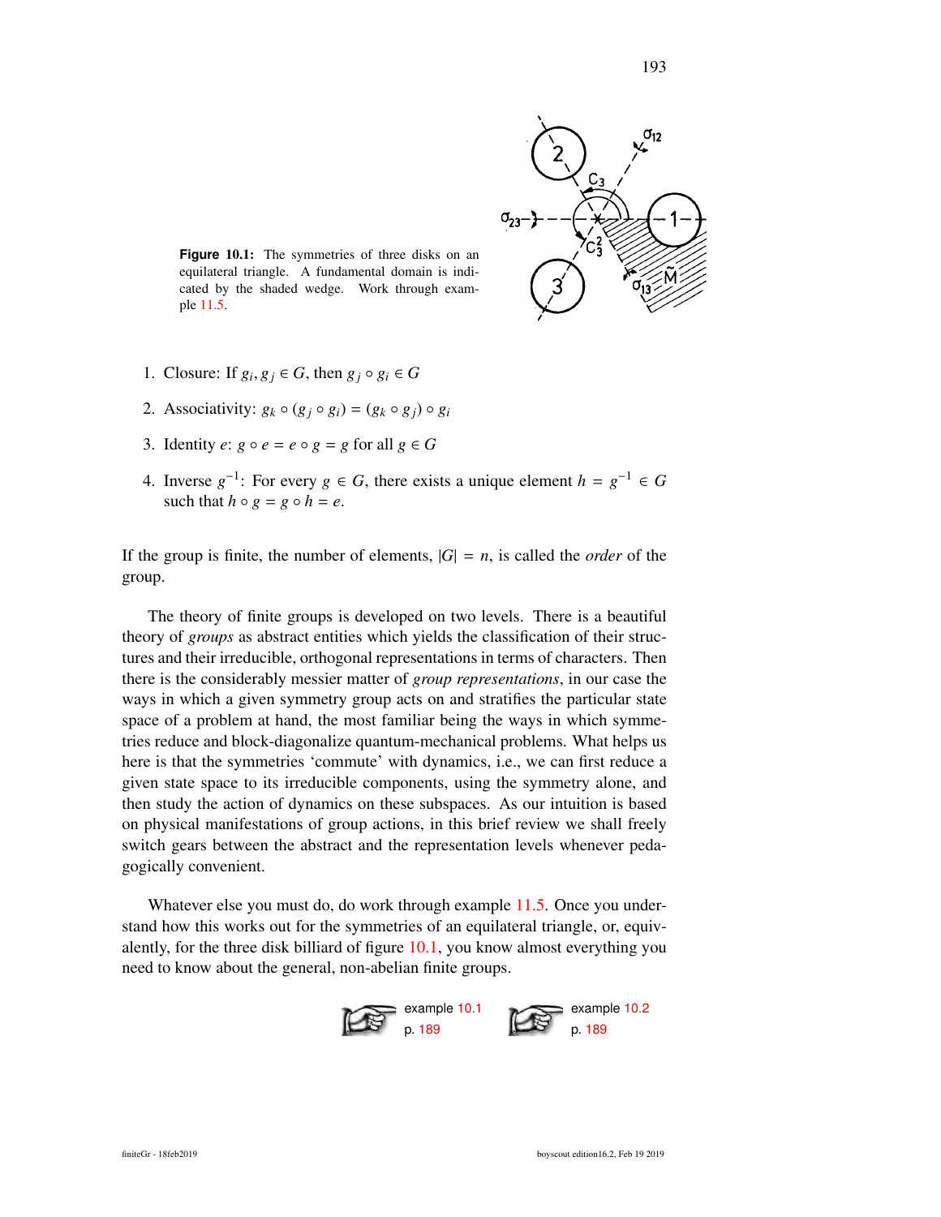**Figure 10.1:** The symmetries of three disks on an equilateral triangle. A fundamental domain is indicated by the shaded wedge. Work through example 11.5.

1. Closure: If $g_i, g_j \in G$, then $g_j \circ g_i \in G$
2. Associativity: $g_k \circ (g_j \circ g_i) = (g_k \circ g_j) \circ g_i$
3. Identity $e$: $g \circ e = e \circ g = g$ for all $g \in G$
4. Inverse $g^{-1}$: For every $g \in G$, there exists a unique element $h = g^{-1} \in G$ such that $h \circ g = g \circ h = e$.

If the group is finite, the number of elements, $|G| = n$, is called the *order* of the group.

The theory of finite groups is developed on two levels. There is a beautiful theory of *groups* as abstract entities which yields the classification of their structures and their irreducible, orthogonal representations in terms of characters. Then there is the considerably messier matter of *group representations*, in our case the ways in which a given symmetry group acts on and stratifies the particular state space of a problem at hand, the most familiar being the ways in which symmetries reduce and block-diagonalize quantum-mechanical problems. What helps us here is that the symmetries 'commute' with dynamics, i.e., we can first reduce a given state space to its irreducible components, using the symmetry alone, and then study the action of dynamics on these subspaces. As our intuition is based on physical manifestations of group actions, in this brief review we shall freely switch gears between the abstract and the representation levels whenever pedagogically convenient.

Whatever else you must do, do work through example 11.5. Once you understand how this works out for the symmetries of an equilateral triangle, or, equivalently, for the three disk billiard of figure 10.1, you know almost everything you need to know about the general, non-abelian finite groups.

example 10.1 p. 189 example 10.2 p. 189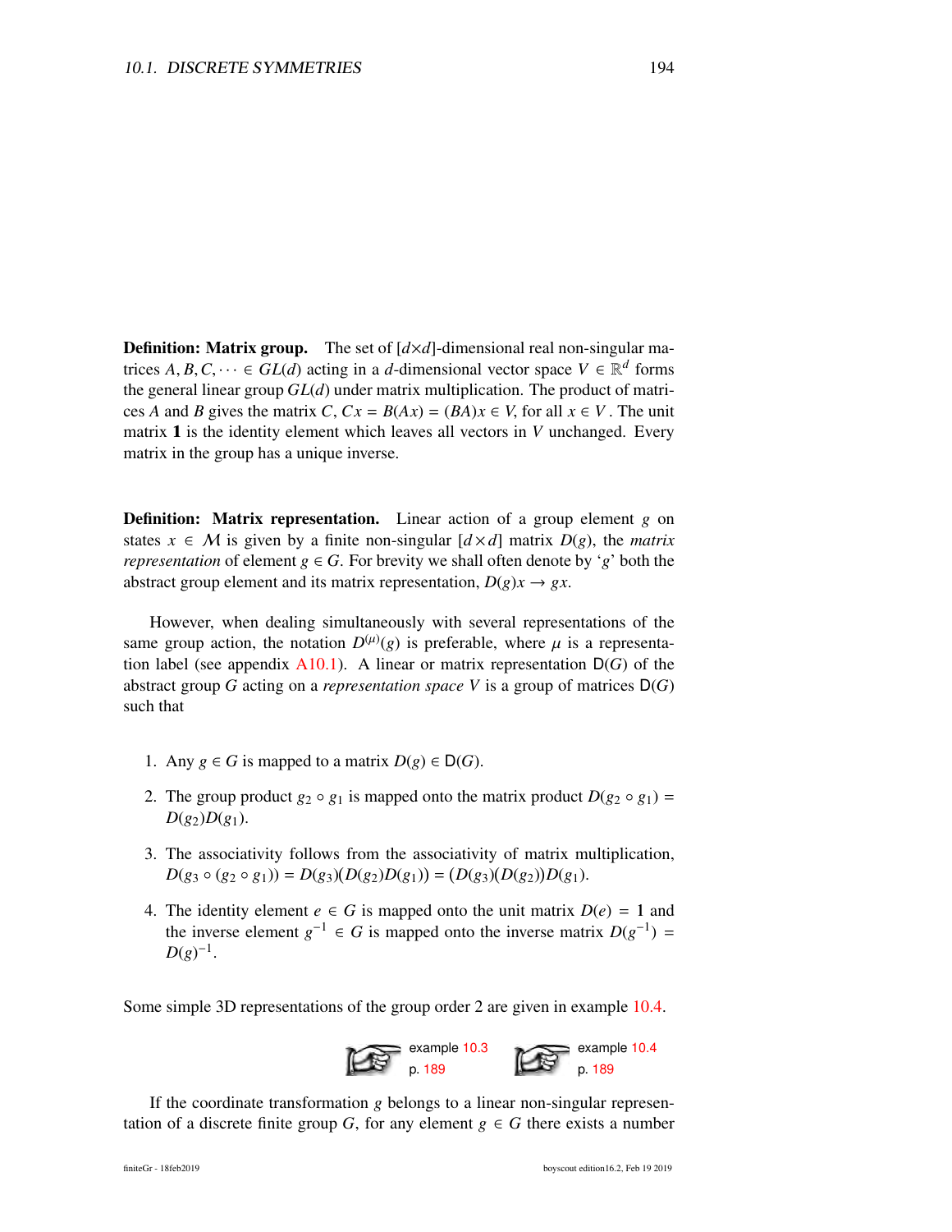**Definition: Matrix group.** The set of $[d\times d]$-dimensional real non-singular matrices $A, B, C, \cdots \in GL(d)$ acting in a $d$-dimensional vector space $V \in \mathbb{R}^d$ forms the general linear group $GL(d)$ under matrix multiplication. The product of matrices $A$ and $B$ gives the matrix $C$, $Cx = B(Ax) = (BA)x \in V$, for all $x \in V$. The unit matrix $\mathbf{1}$ is the identity element which leaves all vectors in $V$ unchanged. Every matrix in the group has a unique inverse.

**Definition: Matrix representation.** Linear action of a group element $g$ on states $x \in \mathcal{M}$ is given by a finite non-singular $[d\times d]$ matrix $D(g)$, the *matrix representation* of element $g \in G$. For brevity we shall often denote by '$g$' both the abstract group element and its matrix representation, $D(g)x \to gx$.

However, when dealing simultaneously with several representations of the same group action, the notation $D^{(\mu)}(g)$ is preferable, where $\mu$ is a representation label (see appendix A10.1). A linear or matrix representation $\mathsf{D}(G)$ of the abstract group $G$ acting on a *representation space* $V$ is a group of matrices $\mathsf{D}(G)$ such that

1. Any $g \in G$ is mapped to a matrix $D(g) \in \mathsf{D}(G)$.
2. The group product $g_2 \circ g_1$ is mapped onto the matrix product $D(g_2 \circ g_1) = D(g_2)D(g_1)$.
3. The associativity follows from the associativity of matrix multiplication, $D(g_3 \circ (g_2 \circ g_1)) = D(g_3)(D(g_2)D(g_1)) = (D(g_3)(D(g_2))D(g_1)$.
4. The identity element $e \in G$ is mapped onto the unit matrix $D(e) = \mathbf{1}$ and the inverse element $g^{-1} \in G$ is mapped onto the inverse matrix $D(g^{-1}) = D(g)^{-1}$.

Some simple 3D representations of the group order 2 are given in example 10.4.

example 10.3 p. 189 example 10.4 p. 189

If the coordinate transformation $g$ belongs to a linear non-singular representation of a discrete finite group $G$, for any element $g \in G$ there exists a number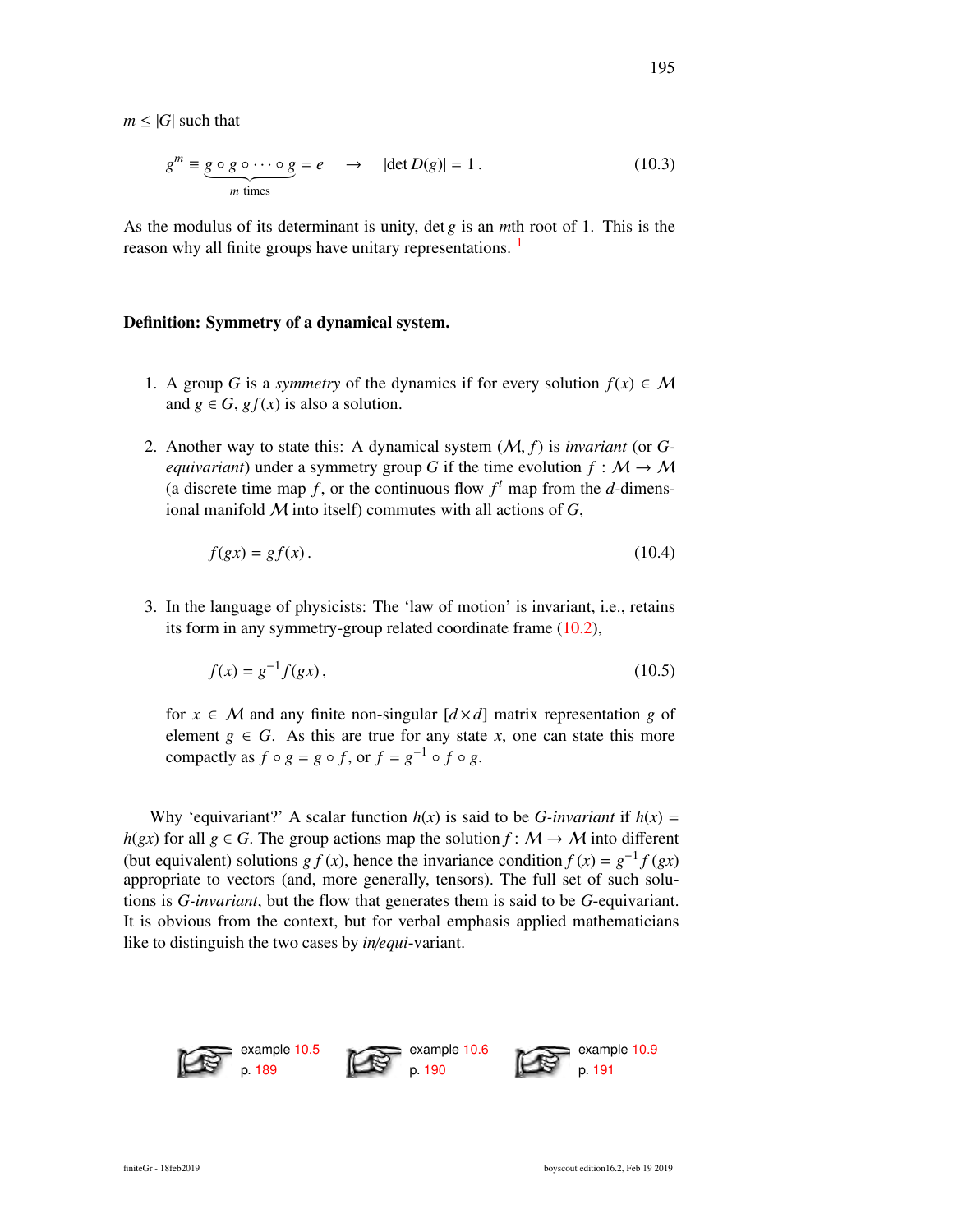$m \leq |G|$ such that

$$g^m \equiv \underbrace{g \circ g \circ \cdots \circ g}_{m \text{ times}} = e \quad \rightarrow \quad |\det D(g)| = 1\,. \tag{10.3}$$

As the modulus of its determinant is unity, $\det g$ is an $m$th root of 1. This is the reason why all finite groups have unitary representations. [1]

**Definition: Symmetry of a dynamical system.**

1. A group $G$ is a *symmetry* of the dynamics if for every solution $f(x) \in \mathcal{M}$ and $g \in G$, $gf(x)$ is also a solution.

2. Another way to state this: A dynamical system $(\mathcal{M}, f)$ is *invariant* (or *G-equivariant*) under a symmetry group $G$ if the time evolution $f : \mathcal{M} \to \mathcal{M}$ (a discrete time map $f$, or the continuous flow $f^t$ map from the $d$-dimensional manifold $\mathcal{M}$ into itself) commutes with all actions of $G$,

$$f(gx) = gf(x)\,. \tag{10.4}$$

3. In the language of physicists: The 'law of motion' is invariant, i.e., retains its form in any symmetry-group related coordinate frame (10.2),

$$f(x) = g^{-1}f(gx)\,, \tag{10.5}$$

for $x \in \mathcal{M}$ and any finite non-singular $[d \times d]$ matrix representation $g$ of element $g \in G$. As this are true for any state $x$, one can state this more compactly as $f \circ g = g \circ f$, or $f = g^{-1} \circ f \circ g$.

Why 'equivariant?' A scalar function $h(x)$ is said to be *G-invariant* if $h(x) = h(gx)$ for all $g \in G$. The group actions map the solution $f : \mathcal{M} \to \mathcal{M}$ into different (but equivalent) solutions $g\,f(x)$, hence the invariance condition $f(x) = g^{-1} f(gx)$ appropriate to vectors (and, more generally, tensors). The full set of such solutions is *G-invariant*, but the flow that generates them is said to be *G*-equivariant. It is obvious from the context, but for verbal emphasis applied mathematicians like to distinguish the two cases by *in/equi*-variant.

example 10.5 p. 189 &nbsp;&nbsp; example 10.6 p. 190 &nbsp;&nbsp; example 10.9 p. 191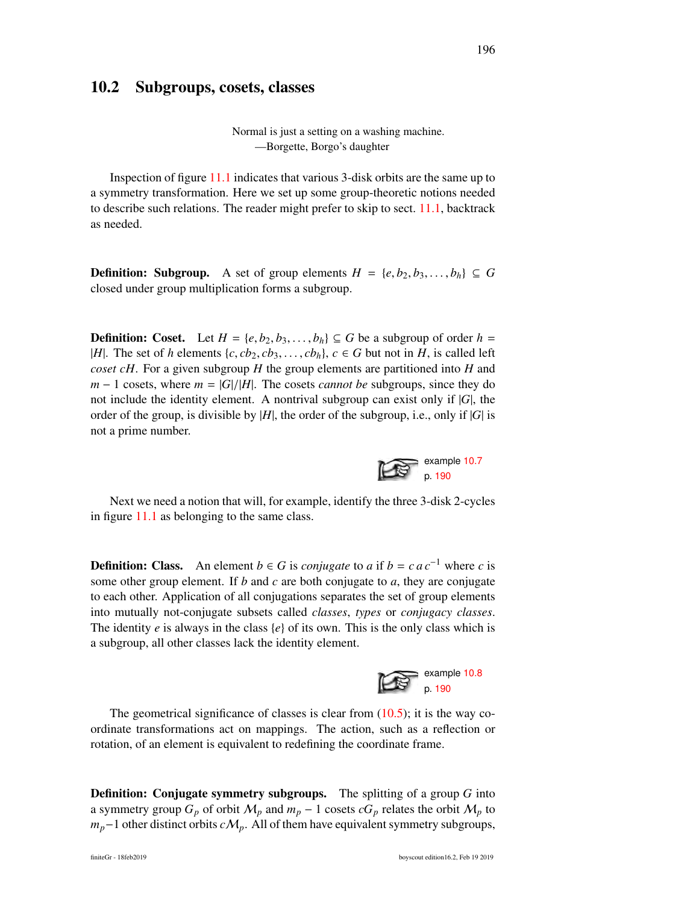## 10.2 Subgroups, cosets, classes

> Normal is just a setting on a washing machine.
> —Borgette, Borgo's daughter

Inspection of figure 11.1 indicates that various 3-disk orbits are the same up to a symmetry transformation. Here we set up some group-theoretic notions needed to describe such relations. The reader might prefer to skip to sect. 11.1, backtrack as needed.

**Definition: Subgroup.** A set of group elements $H = \{e, b_2, b_3, \ldots, b_h\} \subseteq G$ closed under group multiplication forms a subgroup.

**Definition: Coset.** Let $H = \{e, b_2, b_3, \ldots, b_h\} \subseteq G$ be a subgroup of order $h = |H|$. The set of $h$ elements $\{c, cb_2, cb_3, \ldots, cb_h\}$, $c \in G$ but not in $H$, is called left *coset* $cH$. For a given subgroup $H$ the group elements are partitioned into $H$ and $m-1$ cosets, where $m = |G|/|H|$. The cosets *cannot be* subgroups, since they do not include the identity element. A nontrival subgroup can exist only if $|G|$, the order of the group, is divisible by $|H|$, the order of the subgroup, i.e., only if $|G|$ is not a prime number.

example 10.7
p. 190

Next we need a notion that will, for example, identify the three 3-disk 2-cycles in figure 11.1 as belonging to the same class.

**Definition: Class.** An element $b \in G$ is *conjugate* to $a$ if $b = c\,a\,c^{-1}$ where $c$ is some other group element. If $b$ and $c$ are both conjugate to $a$, they are conjugate to each other. Application of all conjugations separates the set of group elements into mutually not-conjugate subsets called *classes*, *types* or *conjugacy classes*. The identity $e$ is always in the class $\{e\}$ of its own. This is the only class which is a subgroup, all other classes lack the identity element.

example 10.8
p. 190

The geometrical significance of classes is clear from (10.5); it is the way coordinate transformations act on mappings. The action, such as a reflection or rotation, of an element is equivalent to redefining the coordinate frame.

**Definition: Conjugate symmetry subgroups.** The splitting of a group $G$ into a symmetry group $G_p$ of orbit $\mathcal{M}_p$ and $m_p - 1$ cosets $cG_p$ relates the orbit $\mathcal{M}_p$ to $m_p-1$ other distinct orbits $c\mathcal{M}_p$. All of them have equivalent symmetry subgroups,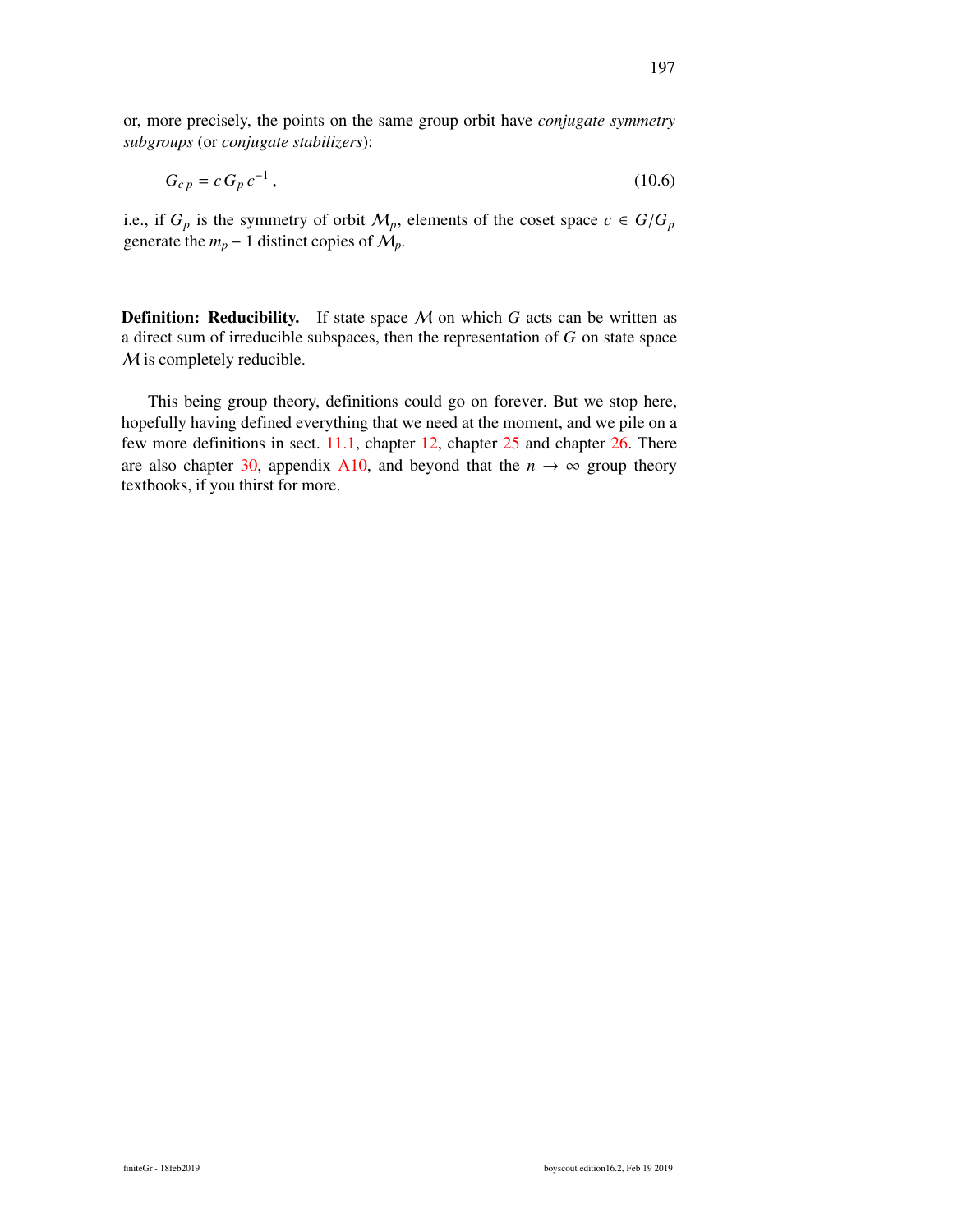or, more precisely, the points on the same group orbit have *conjugate symmetry subgroups* (or *conjugate stabilizers*):

$$G_{c\,p} = c\,G_p\,c^{-1}\,, \tag{10.6}$$

i.e., if $G_p$ is the symmetry of orbit $\mathcal{M}_p$, elements of the coset space $c \in G/G_p$ generate the $m_p - 1$ distinct copies of $\mathcal{M}_p$.

**Definition: Reducibility.** If state space $\mathcal{M}$ on which $G$ acts can be written as a direct sum of irreducible subspaces, then the representation of $G$ on state space $\mathcal{M}$ is completely reducible.

This being group theory, definitions could go on forever. But we stop here, hopefully having defined everything that we need at the moment, and we pile on a few more definitions in sect. 11.1, chapter 12, chapter 25 and chapter 26. There are also chapter 30, appendix A10, and beyond that the $n \to \infty$ group theory textbooks, if you thirst for more.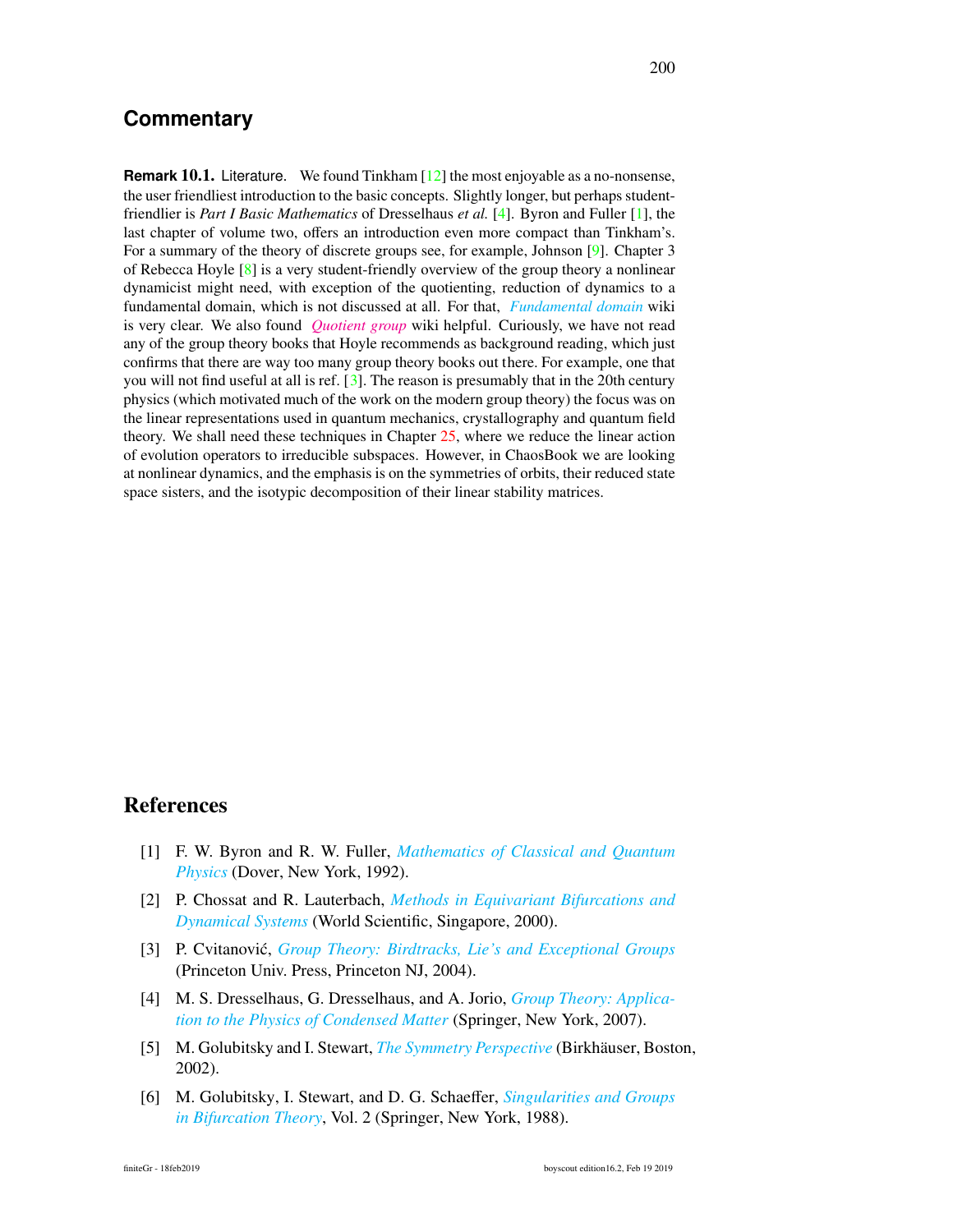## Commentary

**Remark 10.1.** Literature. We found Tinkham [12] the most enjoyable as a no-nonsense, the user friendliest introduction to the basic concepts. Slightly longer, but perhaps student-friendlier is *Part I Basic Mathematics* of Dresselhaus *et al.* [4]. Byron and Fuller [1], the last chapter of volume two, offers an introduction even more compact than Tinkham's. For a summary of the theory of discrete groups see, for example, Johnson [9]. Chapter 3 of Rebecca Hoyle [8] is a very student-friendly overview of the group theory a nonlinear dynamicist might need, with exception of the quotienting, reduction of dynamics to a fundamental domain, which is not discussed at all. For that, *Fundamental domain* wiki is very clear. We also found *Quotient group* wiki helpful. Curiously, we have not read any of the group theory books that Hoyle recommends as background reading, which just confirms that there are way too many group theory books out there. For example, one that you will not find useful at all is ref. [3]. The reason is presumably that in the 20th century physics (which motivated much of the work on the modern group theory) the focus was on the linear representations used in quantum mechanics, crystallography and quantum field theory. We shall need these techniques in Chapter 25, where we reduce the linear action of evolution operators to irreducible subspaces. However, in ChaosBook we are looking at nonlinear dynamics, and the emphasis is on the symmetries of orbits, their reduced state space sisters, and the isotypic decomposition of their linear stability matrices.

## References

[1] F. W. Byron and R. W. Fuller, *Mathematics of Classical and Quantum Physics* (Dover, New York, 1992).

[2] P. Chossat and R. Lauterbach, *Methods in Equivariant Bifurcations and Dynamical Systems* (World Scientific, Singapore, 2000).

[3] P. Cvitanović, *Group Theory: Birdtracks, Lie's and Exceptional Groups* (Princeton Univ. Press, Princeton NJ, 2004).

[4] M. S. Dresselhaus, G. Dresselhaus, and A. Jorio, *Group Theory: Application to the Physics of Condensed Matter* (Springer, New York, 2007).

[5] M. Golubitsky and I. Stewart, *The Symmetry Perspective* (Birkhäuser, Boston, 2002).

[6] M. Golubitsky, I. Stewart, and D. G. Schaeffer, *Singularities and Groups in Bifurcation Theory*, Vol. 2 (Springer, New York, 1988).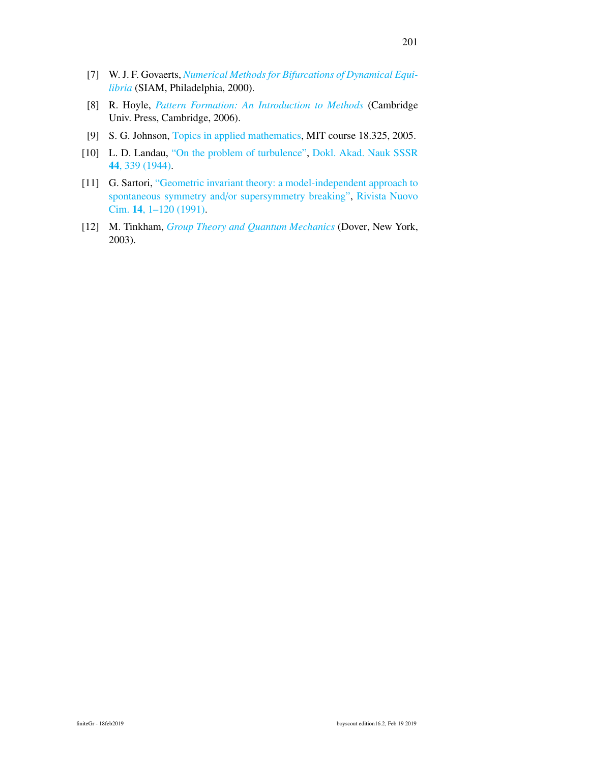[7] W. J. F. Govaerts, *Numerical Methods for Bifurcations of Dynamical Equilibria* (SIAM, Philadelphia, 2000).

[8] R. Hoyle, *Pattern Formation: An Introduction to Methods* (Cambridge Univ. Press, Cambridge, 2006).

[9] S. G. Johnson, Topics in applied mathematics, MIT course 18.325, 2005.

[10] L. D. Landau, "On the problem of turbulence", Dokl. Akad. Nauk SSSR **44**, 339 (1944).

[11] G. Sartori, "Geometric invariant theory: a model-independent approach to spontaneous symmetry and/or supersymmetry breaking", Rivista Nuovo Cim. **14**, 1–120 (1991).

[12] M. Tinkham, *Group Theory and Quantum Mechanics* (Dover, New York, 2003).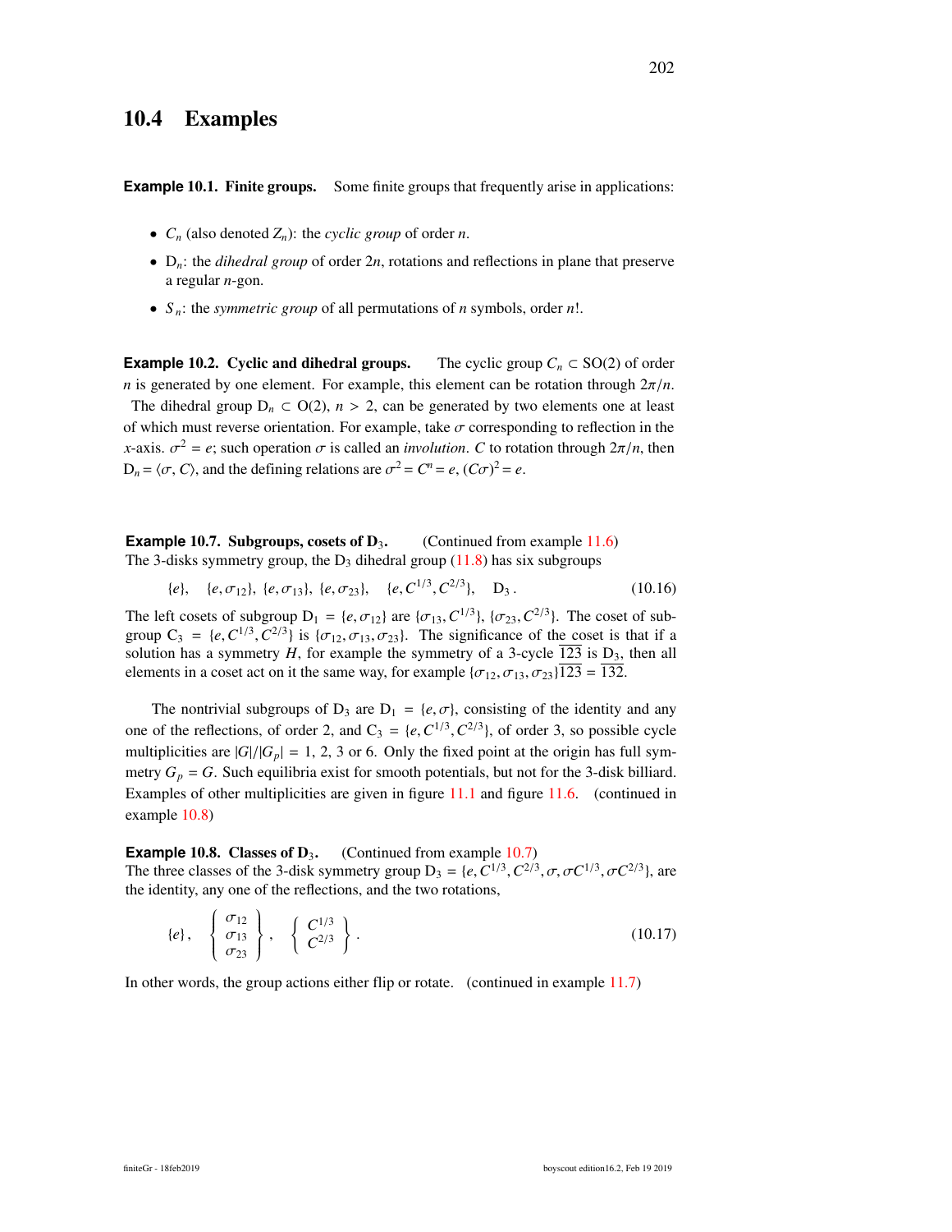## 10.4 Examples

**Example 10.1. Finite groups.** Some finite groups that frequently arise in applications:

- $C_n$ (also denoted $Z_n$): the *cyclic group* of order $n$.
- $D_n$: the *dihedral group* of order $2n$, rotations and reflections in plane that preserve a regular $n$-gon.
- $S_n$: the *symmetric group* of all permutations of $n$ symbols, order $n!$.

**Example 10.2. Cyclic and dihedral groups.** The cyclic group $C_n \subset SO(2)$ of order $n$ is generated by one element. For example, this element can be rotation through $2\pi/n$. The dihedral group $D_n \subset O(2)$, $n > 2$, can be generated by two elements one at least of which must reverse orientation. For example, take $\sigma$ corresponding to reflection in the $x$-axis. $\sigma^2 = e$; such operation $\sigma$ is called an *involution*. $C$ to rotation through $2\pi/n$, then $D_n = \langle\sigma, C\rangle$, and the defining relations are $\sigma^2 = C^n = e$, $(C\sigma)^2 = e$.

**Example 10.7. Subgroups, cosets of $D_3$.** (Continued from example 11.6) The 3-disks symmetry group, the $D_3$ dihedral group (11.8) has six subgroups

$$\{e\}, \quad \{e, \sigma_{12}\}, \{e, \sigma_{13}\}, \{e, \sigma_{23}\}, \quad \{e, C^{1/3}, C^{2/3}\}, \quad D_3 \,. \tag{10.16}$$

The left cosets of subgroup $D_1 = \{e, \sigma_{12}\}$ are $\{\sigma_{13}, C^{1/3}\}$, $\{\sigma_{23}, C^{2/3}\}$. The coset of subgroup $C_3 = \{e, C^{1/3}, C^{2/3}\}$ is $\{\sigma_{12}, \sigma_{13}, \sigma_{23}\}$. The significance of the coset is that if a solution has a symmetry $H$, for example the symmetry of a 3-cycle $\overline{123}$ is $D_3$, then all elements in a coset act on it the same way, for example $\{\sigma_{12}, \sigma_{13}, \sigma_{23}\}\overline{123} = \overline{132}$.

The nontrivial subgroups of $D_3$ are $D_1 = \{e, \sigma\}$, consisting of the identity and any one of the reflections, of order 2, and $C_3 = \{e, C^{1/3}, C^{2/3}\}$, of order 3, so possible cycle multiplicities are $|G|/|G_p| = 1$, 2, 3 or 6. Only the fixed point at the origin has full symmetry $G_p = G$. Such equilibria exist for smooth potentials, but not for the 3-disk billiard. Examples of other multiplicities are given in figure 11.1 and figure 11.6. (continued in example 10.8)

**Example 10.8. Classes of $D_3$.** (Continued from example 10.7) The three classes of the 3-disk symmetry group $D_3 = \{e, C^{1/3}, C^{2/3}, \sigma, \sigma C^{1/3}, \sigma C^{2/3}\}$, are the identity, any one of the reflections, and the two rotations,

$$\{e\}\,, \quad \left\{ \begin{array}{c} \sigma_{12} \\ \sigma_{13} \\ \sigma_{23} \end{array} \right\}\,, \quad \left\{ \begin{array}{c} C^{1/3} \\ C^{2/3} \end{array} \right\}\,. \tag{10.17}$$

In other words, the group actions either flip or rotate. (continued in example 11.7)